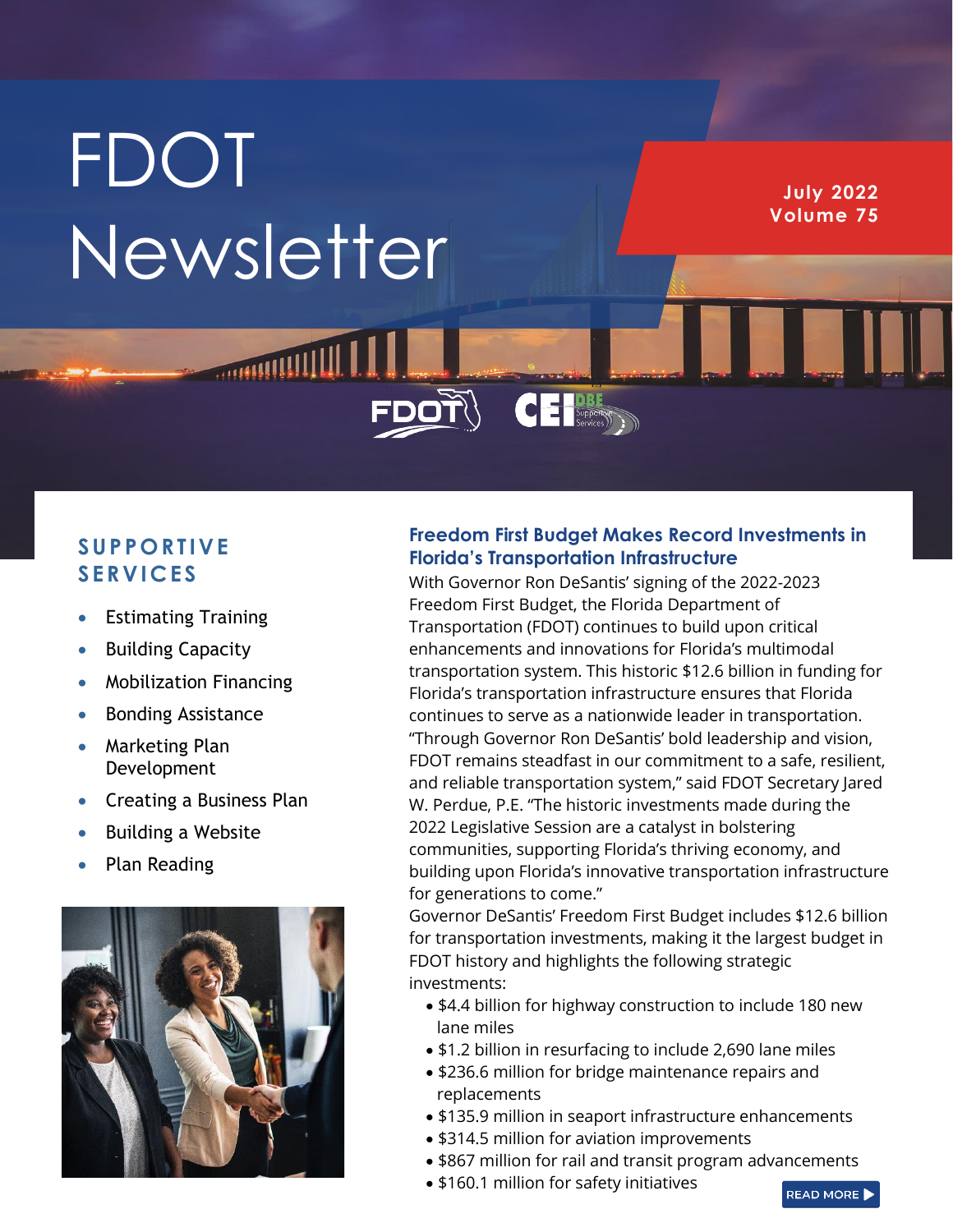# FDOT Newsletter

**July 2022**
**Volume 75**

## SUPPORTIVE SERVICES

- Estimating Training
- Building Capacity
- Mobilization Financing
- Bonding Assistance
- Marketing Plan Development
- Creating a Business Plan
- Building a Website
- Plan Reading

## Freedom First Budget Makes Record Investments in Florida's Transportation Infrastructure

With Governor Ron DeSantis' signing of the 2022-2023 Freedom First Budget, the Florida Department of Transportation (FDOT) continues to build upon critical enhancements and innovations for Florida's multimodal transportation system. This historic $12.6 billion in funding for Florida's transportation infrastructure ensures that Florida continues to serve as a nationwide leader in transportation. "Through Governor Ron DeSantis' bold leadership and vision, FDOT remains steadfast in our commitment to a safe, resilient, and reliable transportation system," said FDOT Secretary Jared W. Perdue, P.E. "The historic investments made during the 2022 Legislative Session are a catalyst in bolstering communities, supporting Florida's thriving economy, and building upon Florida's innovative transportation infrastructure for generations to come."

Governor DeSantis' Freedom First Budget includes $12.6 billion for transportation investments, making it the largest budget in FDOT history and highlights the following strategic investments:

- $4.4 billion for highway construction to include 180 new lane miles
- $1.2 billion in resurfacing to include 2,690 lane miles
- $236.6 million for bridge maintenance repairs and replacements
- $135.9 million in seaport infrastructure enhancements
- $314.5 million for aviation improvements
- $867 million for rail and transit program advancements
- $160.1 million for safety initiatives

READ MORE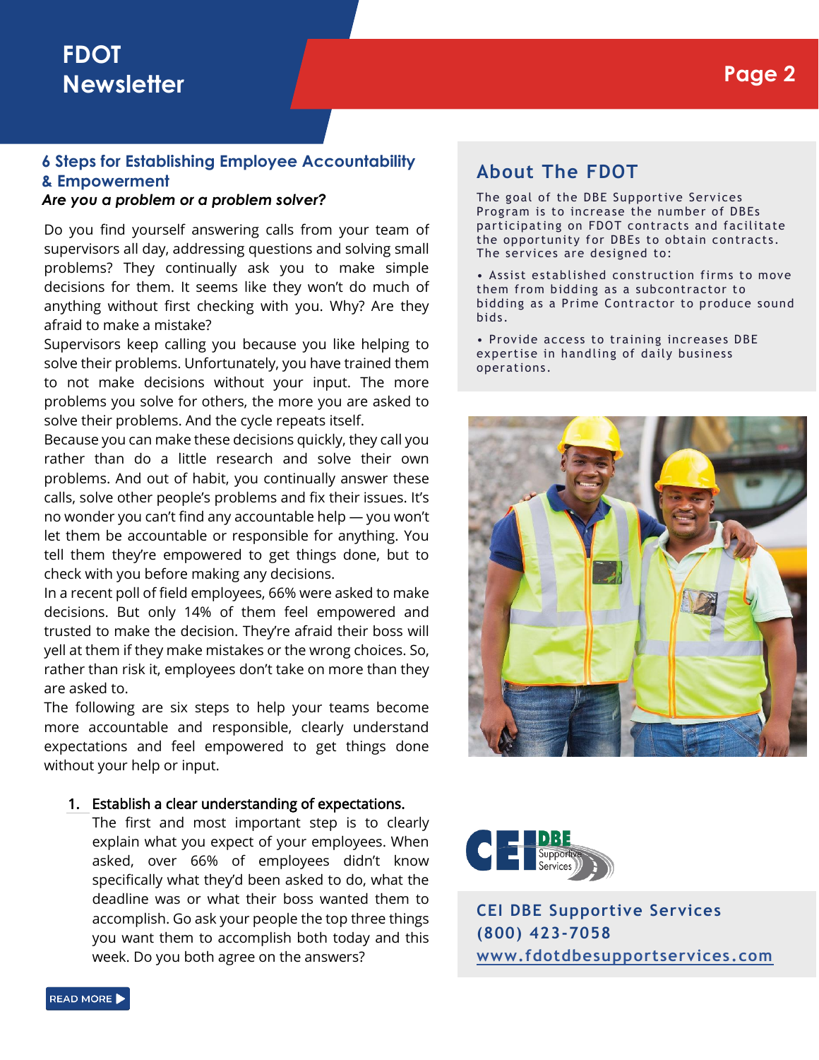## 6 Steps for Establishing Employee Accountability & Empowerment

***Are you a problem or a problem solver?***

Do you find yourself answering calls from your team of supervisors all day, addressing questions and solving small problems? They continually ask you to make simple decisions for them. It seems like they won't do much of anything without first checking with you. Why? Are they afraid to make a mistake?

Supervisors keep calling you because you like helping to solve their problems. Unfortunately, you have trained them to not make decisions without your input. The more problems you solve for others, the more you are asked to solve their problems. And the cycle repeats itself.

Because you can make these decisions quickly, they call you rather than do a little research and solve their own problems. And out of habit, you continually answer these calls, solve other people's problems and fix their issues. It's no wonder you can't find any accountable help — you won't let them be accountable or responsible for anything. You tell them they're empowered to get things done, but to check with you before making any decisions.

In a recent poll of field employees, 66% were asked to make decisions. But only 14% of them feel empowered and trusted to make the decision. They're afraid their boss will yell at them if they make mistakes or the wrong choices. So, rather than risk it, employees don't take on more than they are asked to.

The following are six steps to help your teams become more accountable and responsible, clearly understand expectations and feel empowered to get things done without your help or input.

1. Establish a clear understanding of expectations.
   The first and most important step is to clearly explain what you expect of your employees. When asked, over 66% of employees didn't know specifically what they'd been asked to do, what the deadline was or what their boss wanted them to accomplish. Go ask your people the top three things you want them to accomplish both today and this week. Do you both agree on the answers?

READ MORE ▶

## About The FDOT

The goal of the DBE Supportive Services Program is to increase the number of DBEs participating on FDOT contracts and facilitate the opportunity for DBEs to obtain contracts. The services are designed to:

- Assist established construction firms to move them from bidding as a subcontractor to bidding as a Prime Contractor to produce sound bids.
- Provide access to training increases DBE expertise in handling of daily business operations.

**CEI DBE Supportive Services**
**(800) 423-7058**
**www.fdotdbesupportservices.com**